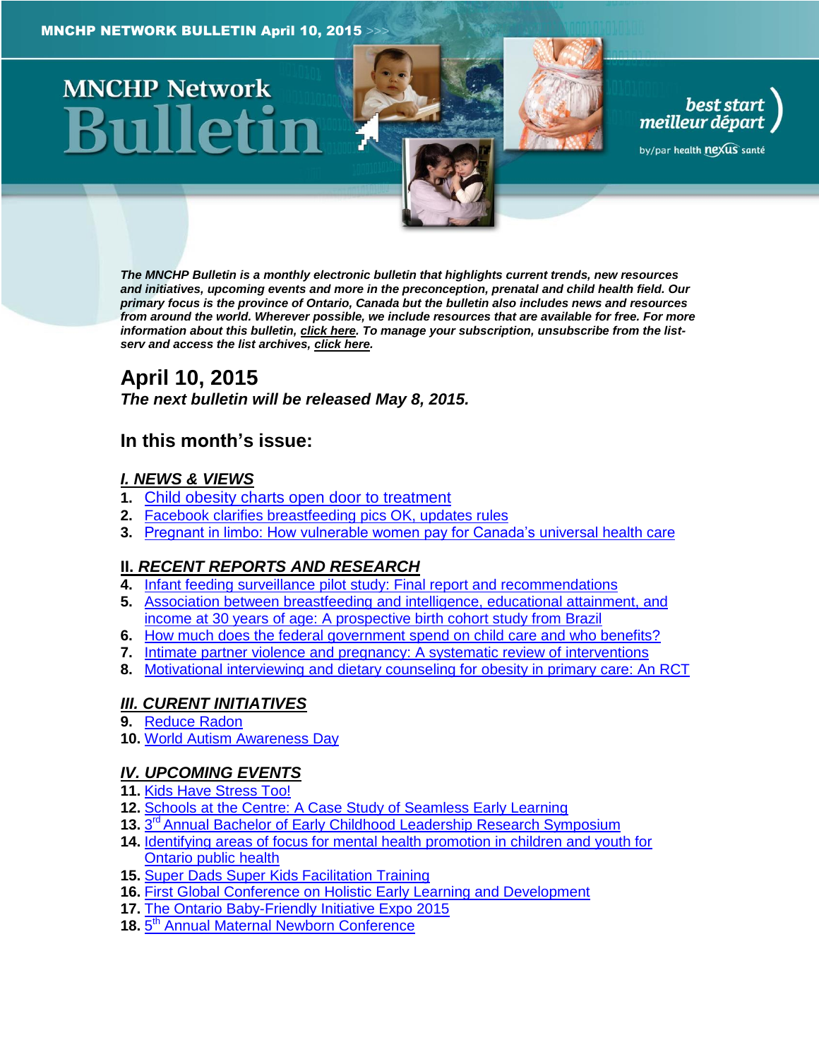MNCHP NETWORK BULLETIN April 10, 2015 >>>

# MNCHP Network Bulletin

best start meilleur départ by/par health nexus santé

***The MNCHP Bulletin is a monthly electronic bulletin that highlights current trends, new resources and initiatives, upcoming events and more in the preconception, prenatal and child health field. Our primary focus is the province of Ontario, Canada but the bulletin also includes news and resources from around the world. Wherever possible, we include resources that are available for free. For more information about this bulletin, click here. To manage your subscription, unsubscribe from the list-serv and access the list archives, click here.***

## April 10, 2015

***The next bulletin will be released May 8, 2015.***

## In this month's issue:

### *I. NEWS & VIEWS*

1. Child obesity charts open door to treatment
2. Facebook clarifies breastfeeding pics OK, updates rules
3. Pregnant in limbo: How vulnerable women pay for Canada's universal health care

### *II. RECENT REPORTS AND RESEARCH*

4. Infant feeding surveillance pilot study: Final report and recommendations
5. Association between breastfeeding and intelligence, educational attainment, and income at 30 years of age: A prospective birth cohort study from Brazil
6. How much does the federal government spend on child care and who benefits?
7. Intimate partner violence and pregnancy: A systematic review of interventions
8. Motivational interviewing and dietary counseling for obesity in primary care: An RCT

### *III. CURENT INITIATIVES*

9. Reduce Radon
10. World Autism Awareness Day

### *IV. UPCOMING EVENTS*

11. Kids Have Stress Too!
12. Schools at the Centre: A Case Study of Seamless Early Learning
13. 3rd Annual Bachelor of Early Childhood Leadership Research Symposium
14. Identifying areas of focus for mental health promotion in children and youth for Ontario public health
15. Super Dads Super Kids Facilitation Training
16. First Global Conference on Holistic Early Learning and Development
17. The Ontario Baby-Friendly Initiative Expo 2015
18. 5th Annual Maternal Newborn Conference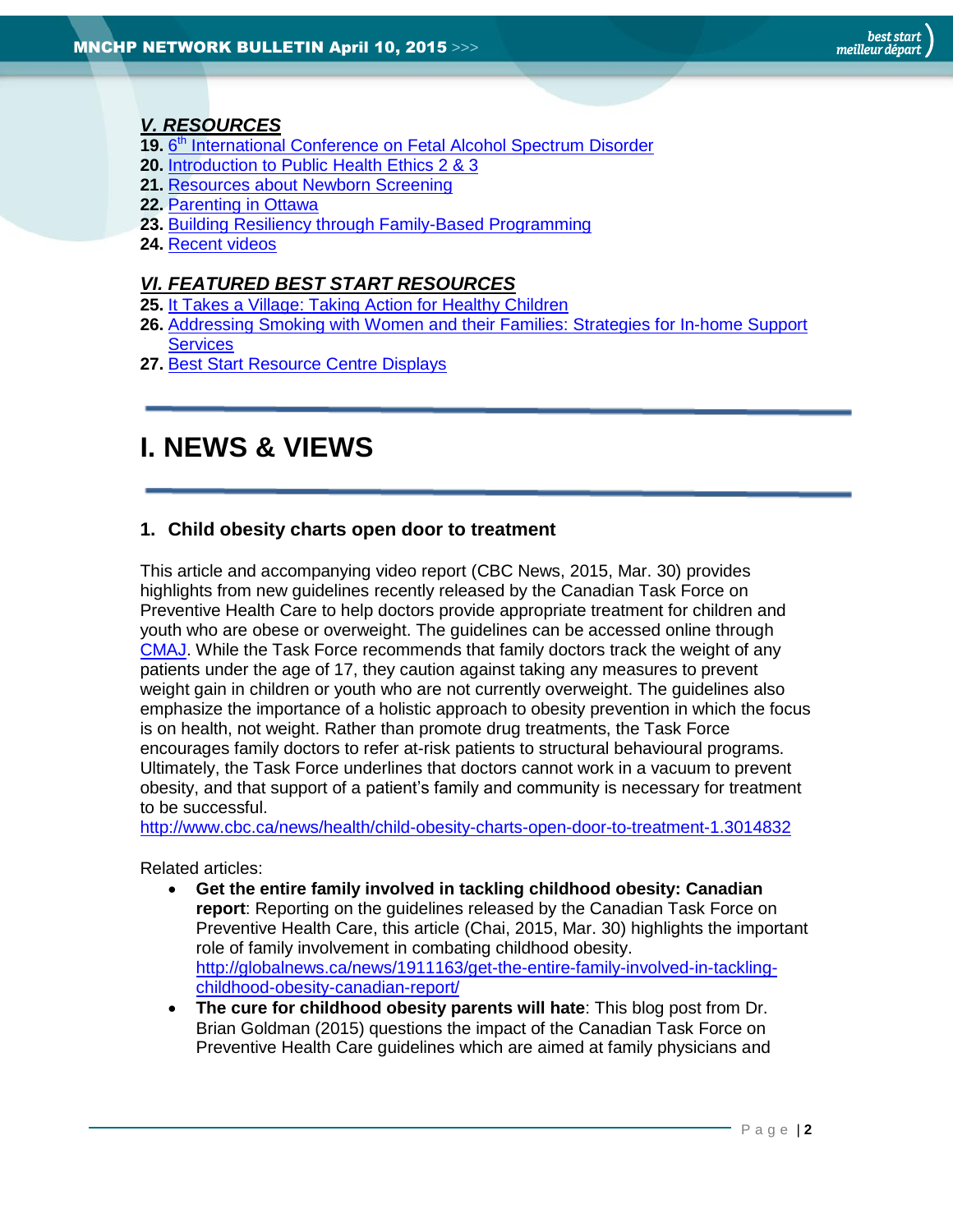***V. RESOURCES***

**19.** 6th International Conference on Fetal Alcohol Spectrum Disorder
**20.** Introduction to Public Health Ethics 2 & 3
**21.** Resources about Newborn Screening
**22.** Parenting in Ottawa
**23.** Building Resiliency through Family-Based Programming
**24.** Recent videos

***VI. FEATURED BEST START RESOURCES***

**25.** It Takes a Village: Taking Action for Healthy Children
**26.** Addressing Smoking with Women and their Families: Strategies for In-home Support Services
**27.** Best Start Resource Centre Displays

# I. NEWS & VIEWS

### 1. Child obesity charts open door to treatment

This article and accompanying video report (CBC News, 2015, Mar. 30) provides highlights from new guidelines recently released by the Canadian Task Force on Preventive Health Care to help doctors provide appropriate treatment for children and youth who are obese or overweight. The guidelines can be accessed online through CMAJ. While the Task Force recommends that family doctors track the weight of any patients under the age of 17, they caution against taking any measures to prevent weight gain in children or youth who are not currently overweight. The guidelines also emphasize the importance of a holistic approach to obesity prevention in which the focus is on health, not weight. Rather than promote drug treatments, the Task Force encourages family doctors to refer at-risk patients to structural behavioural programs. Ultimately, the Task Force underlines that doctors cannot work in a vacuum to prevent obesity, and that support of a patient's family and community is necessary for treatment to be successful.
http://www.cbc.ca/news/health/child-obesity-charts-open-door-to-treatment-1.3014832

Related articles:

- **Get the entire family involved in tackling childhood obesity: Canadian report**: Reporting on the guidelines released by the Canadian Task Force on Preventive Health Care, this article (Chai, 2015, Mar. 30) highlights the important role of family involvement in combating childhood obesity.
  http://globalnews.ca/news/1911163/get-the-entire-family-involved-in-tackling-childhood-obesity-canadian-report/
- **The cure for childhood obesity parents will hate**: This blog post from Dr. Brian Goldman (2015) questions the impact of the Canadian Task Force on Preventive Health Care guidelines which are aimed at family physicians and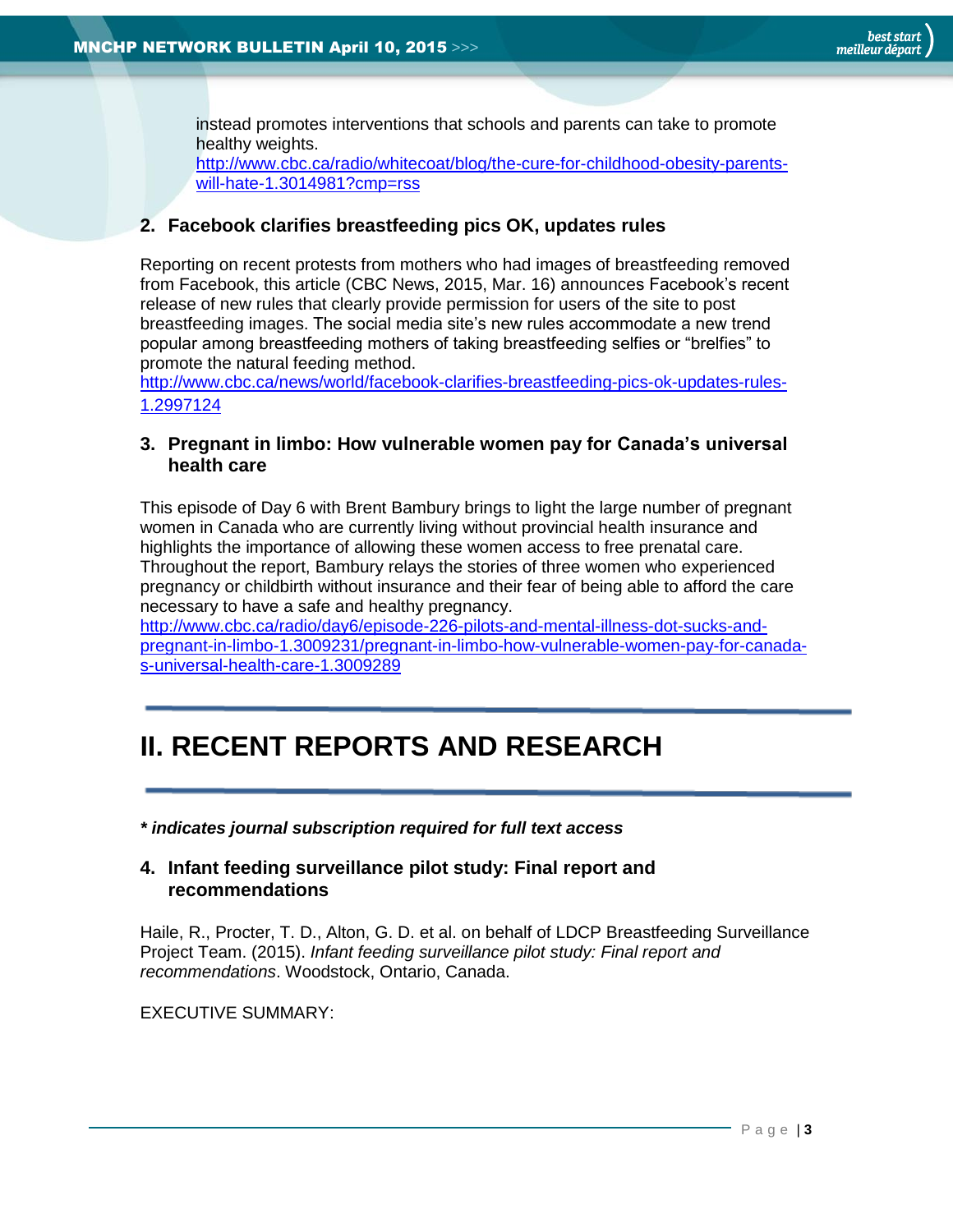instead promotes interventions that schools and parents can take to promote healthy weights.
http://www.cbc.ca/radio/whitecoat/blog/the-cure-for-childhood-obesity-parents-will-hate-1.3014981?cmp=rss

### 2. Facebook clarifies breastfeeding pics OK, updates rules

Reporting on recent protests from mothers who had images of breastfeeding removed from Facebook, this article (CBC News, 2015, Mar. 16) announces Facebook's recent release of new rules that clearly provide permission for users of the site to post breastfeeding images. The social media site's new rules accommodate a new trend popular among breastfeeding mothers of taking breastfeeding selfies or "brelfies" to promote the natural feeding method.
http://www.cbc.ca/news/world/facebook-clarifies-breastfeeding-pics-ok-updates-rules-1.2997124

### 3. Pregnant in limbo: How vulnerable women pay for Canada's universal health care

This episode of Day 6 with Brent Bambury brings to light the large number of pregnant women in Canada who are currently living without provincial health insurance and highlights the importance of allowing these women access to free prenatal care. Throughout the report, Bambury relays the stories of three women who experienced pregnancy or childbirth without insurance and their fear of being able to afford the care necessary to have a safe and healthy pregnancy.
http://www.cbc.ca/radio/day6/episode-226-pilots-and-mental-illness-dot-sucks-and-pregnant-in-limbo-1.3009231/pregnant-in-limbo-how-vulnerable-women-pay-for-canada-s-universal-health-care-1.3009289

## II. RECENT REPORTS AND RESEARCH

***** indicates journal subscription required for full text access***

### 4. Infant feeding surveillance pilot study: Final report and recommendations

Haile, R., Procter, T. D., Alton, G. D. et al. on behalf of LDCP Breastfeeding Surveillance Project Team. (2015). *Infant feeding surveillance pilot study: Final report and recommendations*. Woodstock, Ontario, Canada.

EXECUTIVE SUMMARY: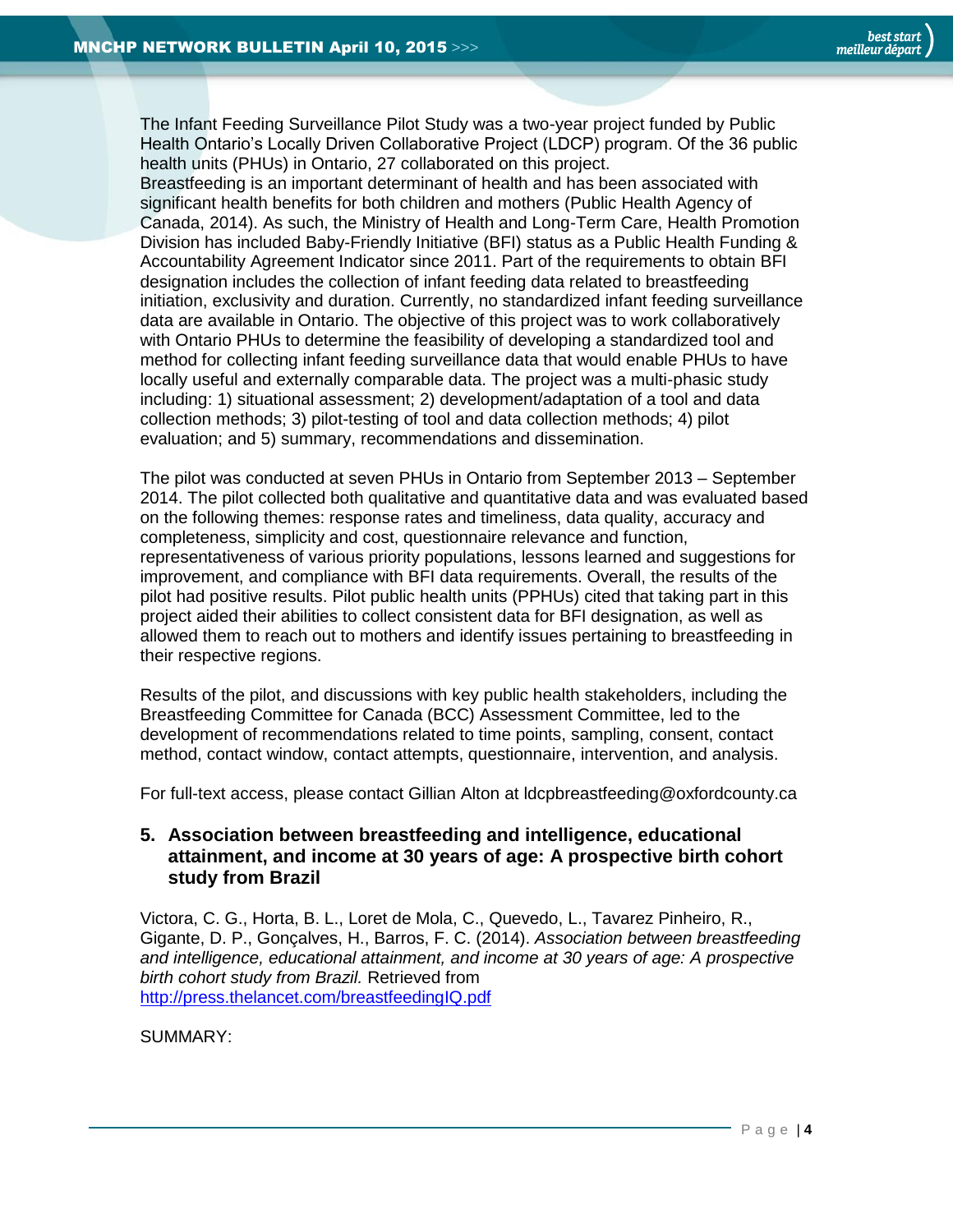The Infant Feeding Surveillance Pilot Study was a two-year project funded by Public Health Ontario's Locally Driven Collaborative Project (LDCP) program. Of the 36 public health units (PHUs) in Ontario, 27 collaborated on this project.
Breastfeeding is an important determinant of health and has been associated with significant health benefits for both children and mothers (Public Health Agency of Canada, 2014). As such, the Ministry of Health and Long-Term Care, Health Promotion Division has included Baby-Friendly Initiative (BFI) status as a Public Health Funding & Accountability Agreement Indicator since 2011. Part of the requirements to obtain BFI designation includes the collection of infant feeding data related to breastfeeding initiation, exclusivity and duration. Currently, no standardized infant feeding surveillance data are available in Ontario. The objective of this project was to work collaboratively with Ontario PHUs to determine the feasibility of developing a standardized tool and method for collecting infant feeding surveillance data that would enable PHUs to have locally useful and externally comparable data. The project was a multi-phasic study including: 1) situational assessment; 2) development/adaptation of a tool and data collection methods; 3) pilot-testing of tool and data collection methods; 4) pilot evaluation; and 5) summary, recommendations and dissemination.

The pilot was conducted at seven PHUs in Ontario from September 2013 – September 2014. The pilot collected both qualitative and quantitative data and was evaluated based on the following themes: response rates and timeliness, data quality, accuracy and completeness, simplicity and cost, questionnaire relevance and function, representativeness of various priority populations, lessons learned and suggestions for improvement, and compliance with BFI data requirements. Overall, the results of the pilot had positive results. Pilot public health units (PPHUs) cited that taking part in this project aided their abilities to collect consistent data for BFI designation, as well as allowed them to reach out to mothers and identify issues pertaining to breastfeeding in their respective regions.

Results of the pilot, and discussions with key public health stakeholders, including the Breastfeeding Committee for Canada (BCC) Assessment Committee, led to the development of recommendations related to time points, sampling, consent, contact method, contact window, contact attempts, questionnaire, intervention, and analysis.

For full-text access, please contact Gillian Alton at ldcpbreastfeeding@oxfordcounty.ca

### 5. Association between breastfeeding and intelligence, educational attainment, and income at 30 years of age: A prospective birth cohort study from Brazil

Victora, C. G., Horta, B. L., Loret de Mola, C., Quevedo, L., Tavarez Pinheiro, R., Gigante, D. P., Gonçalves, H., Barros, F. C. (2014). *Association between breastfeeding and intelligence, educational attainment, and income at 30 years of age: A prospective birth cohort study from Brazil.* Retrieved from [http://press.thelancet.com/breastfeedingIQ.pdf](http://press.thelancet.com/breastfeedingIQ.pdf)

SUMMARY: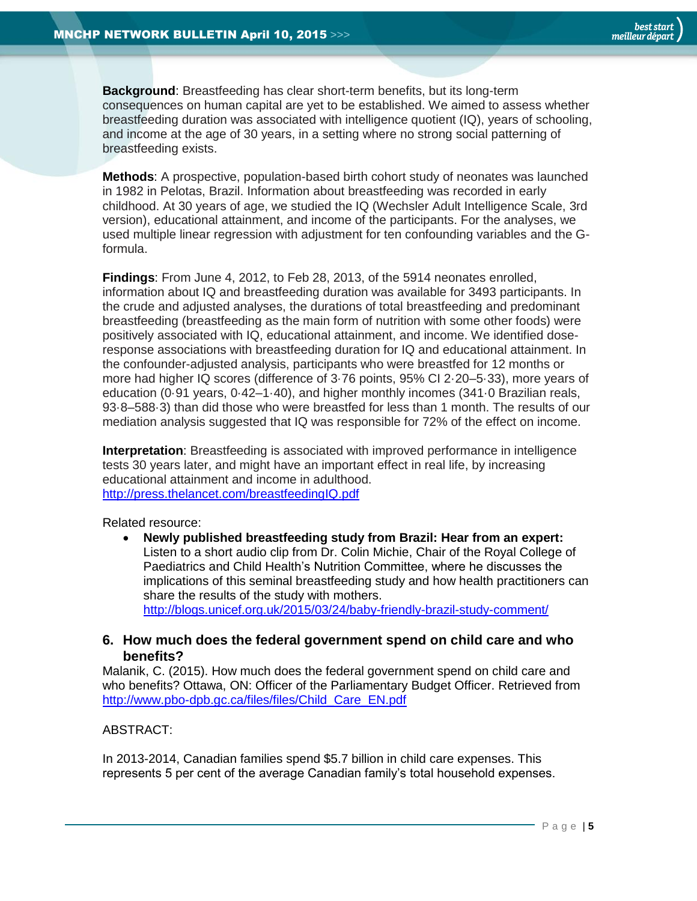**Background**: Breastfeeding has clear short-term benefits, but its long-term consequences on human capital are yet to be established. We aimed to assess whether breastfeeding duration was associated with intelligence quotient (IQ), years of schooling, and income at the age of 30 years, in a setting where no strong social patterning of breastfeeding exists.

**Methods**: A prospective, population-based birth cohort study of neonates was launched in 1982 in Pelotas, Brazil. Information about breastfeeding was recorded in early childhood. At 30 years of age, we studied the IQ (Wechsler Adult Intelligence Scale, 3rd version), educational attainment, and income of the participants. For the analyses, we used multiple linear regression with adjustment for ten confounding variables and the G-formula.

**Findings**: From June 4, 2012, to Feb 28, 2013, of the 5914 neonates enrolled, information about IQ and breastfeeding duration was available for 3493 participants. In the crude and adjusted analyses, the durations of total breastfeeding and predominant breastfeeding (breastfeeding as the main form of nutrition with some other foods) were positively associated with IQ, educational attainment, and income. We identified dose-response associations with breastfeeding duration for IQ and educational attainment. In the confounder-adjusted analysis, participants who were breastfed for 12 months or more had higher IQ scores (difference of 3·76 points, 95% CI 2·20–5·33), more years of education (0·91 years, 0·42–1·40), and higher monthly incomes (341·0 Brazilian reals, 93·8–588·3) than did those who were breastfed for less than 1 month. The results of our mediation analysis suggested that IQ was responsible for 72% of the effect on income.

**Interpretation**: Breastfeeding is associated with improved performance in intelligence tests 30 years later, and might have an important effect in real life, by increasing educational attainment and income in adulthood.
http://press.thelancet.com/breastfeedingIQ.pdf

Related resource:

- **Newly published breastfeeding study from Brazil: Hear from an expert:** Listen to a short audio clip from Dr. Colin Michie, Chair of the Royal College of Paediatrics and Child Health's Nutrition Committee, where he discusses the implications of this seminal breastfeeding study and how health practitioners can share the results of the study with mothers.
http://blogs.unicef.org.uk/2015/03/24/baby-friendly-brazil-study-comment/

## 6. How much does the federal government spend on child care and who benefits?

Malanik, C. (2015). How much does the federal government spend on child care and who benefits? Ottawa, ON: Officer of the Parliamentary Budget Officer. Retrieved from http://www.pbo-dpb.gc.ca/files/files/Child_Care_EN.pdf

ABSTRACT:

In 2013-2014, Canadian families spend $5.7 billion in child care expenses. This represents 5 per cent of the average Canadian family's total household expenses.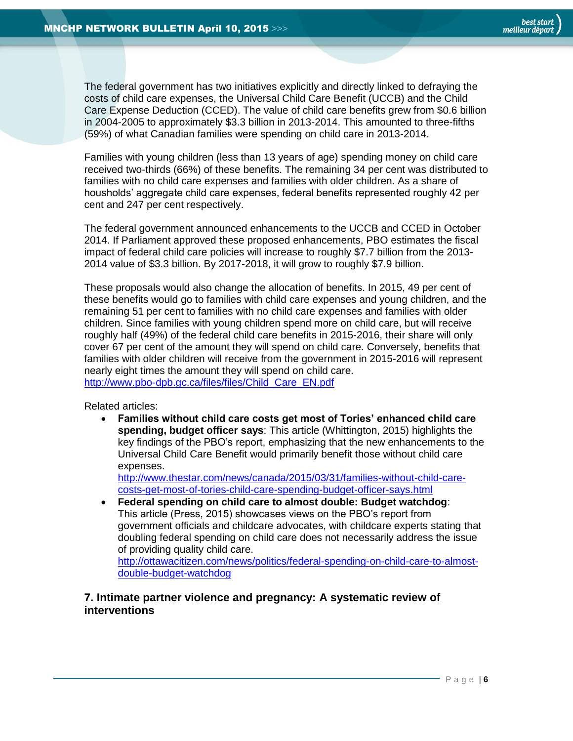The federal government has two initiatives explicitly and directly linked to defraying the costs of child care expenses, the Universal Child Care Benefit (UCCB) and the Child Care Expense Deduction (CCED). The value of child care benefits grew from $0.6 billion in 2004-2005 to approximately $3.3 billion in 2013-2014. This amounted to three-fifths (59%) of what Canadian families were spending on child care in 2013-2014.

Families with young children (less than 13 years of age) spending money on child care received two-thirds (66%) of these benefits. The remaining 34 per cent was distributed to families with no child care expenses and families with older children. As a share of housholds' aggregate child care expenses, federal benefits represented roughly 42 per cent and 247 per cent respectively.

The federal government announced enhancements to the UCCB and CCED in October 2014. If Parliament approved these proposed enhancements, PBO estimates the fiscal impact of federal child care policies will increase to roughly $7.7 billion from the 2013-2014 value of $3.3 billion. By 2017-2018, it will grow to roughly $7.9 billion.

These proposals would also change the allocation of benefits. In 2015, 49 per cent of these benefits would go to families with child care expenses and young children, and the remaining 51 per cent to families with no child care expenses and families with older children. Since families with young children spend more on child care, but will receive roughly half (49%) of the federal child care benefits in 2015-2016, their share will only cover 67 per cent of the amount they will spend on child care. Conversely, benefits that families with older children will receive from the government in 2015-2016 will represent nearly eight times the amount they will spend on child care.
http://www.pbo-dpb.gc.ca/files/files/Child_Care_EN.pdf

Related articles:

- **Families without child care costs get most of Tories' enhanced child care spending, budget officer says**: This article (Whittington, 2015) highlights the key findings of the PBO's report, emphasizing that the new enhancements to the Universal Child Care Benefit would primarily benefit those without child care expenses.
http://www.thestar.com/news/canada/2015/03/31/families-without-child-care-costs-get-most-of-tories-child-care-spending-budget-officer-says.html
- **Federal spending on child care to almost double: Budget watchdog**: This article (Press, 2015) showcases views on the PBO's report from government officials and childcare advocates, with childcare experts stating that doubling federal spending on child care does not necessarily address the issue of providing quality child care.
http://ottawacitizen.com/news/politics/federal-spending-on-child-care-to-almost-double-budget-watchdog

### 7. Intimate partner violence and pregnancy: A systematic review of interventions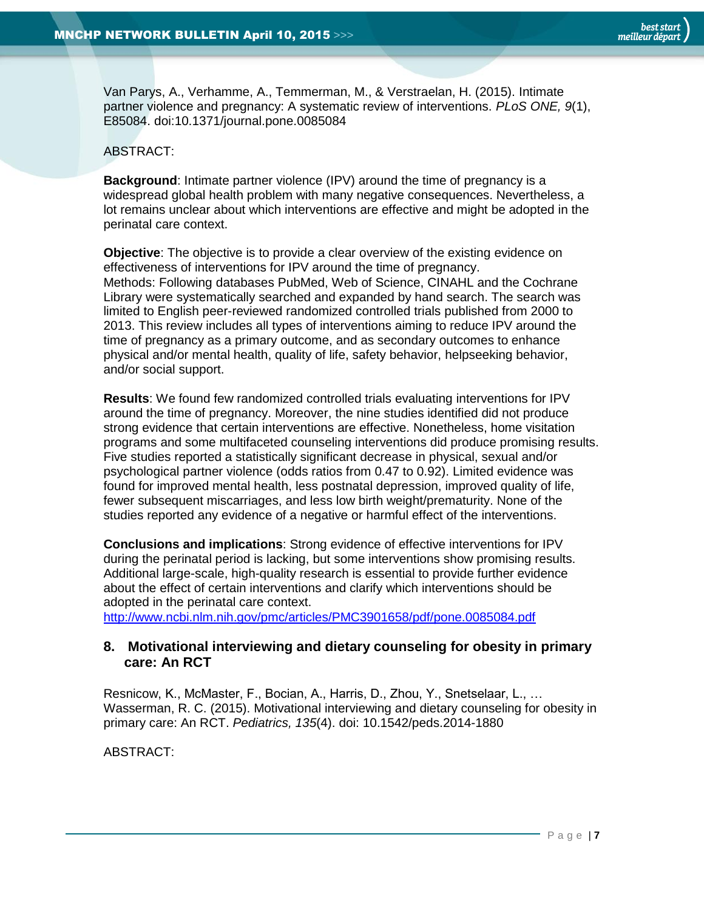Van Parys, A., Verhamme, A., Temmerman, M., & Verstraelan, H. (2015). Intimate partner violence and pregnancy: A systematic review of interventions. *PLoS ONE, 9*(1), E85084. doi:10.1371/journal.pone.0085084

ABSTRACT:

**Background**: Intimate partner violence (IPV) around the time of pregnancy is a widespread global health problem with many negative consequences. Nevertheless, a lot remains unclear about which interventions are effective and might be adopted in the perinatal care context.

**Objective**: The objective is to provide a clear overview of the existing evidence on effectiveness of interventions for IPV around the time of pregnancy.
Methods: Following databases PubMed, Web of Science, CINAHL and the Cochrane Library were systematically searched and expanded by hand search. The search was limited to English peer-reviewed randomized controlled trials published from 2000 to 2013. This review includes all types of interventions aiming to reduce IPV around the time of pregnancy as a primary outcome, and as secondary outcomes to enhance physical and/or mental health, quality of life, safety behavior, helpseeking behavior, and/or social support.

**Results**: We found few randomized controlled trials evaluating interventions for IPV around the time of pregnancy. Moreover, the nine studies identified did not produce strong evidence that certain interventions are effective. Nonetheless, home visitation programs and some multifaceted counseling interventions did produce promising results. Five studies reported a statistically significant decrease in physical, sexual and/or psychological partner violence (odds ratios from 0.47 to 0.92). Limited evidence was found for improved mental health, less postnatal depression, improved quality of life, fewer subsequent miscarriages, and less low birth weight/prematurity. None of the studies reported any evidence of a negative or harmful effect of the interventions.

**Conclusions and implications**: Strong evidence of effective interventions for IPV during the perinatal period is lacking, but some interventions show promising results. Additional large-scale, high-quality research is essential to provide further evidence about the effect of certain interventions and clarify which interventions should be adopted in the perinatal care context.
http://www.ncbi.nlm.nih.gov/pmc/articles/PMC3901658/pdf/pone.0085084.pdf

### 8. Motivational interviewing and dietary counseling for obesity in primary care: An RCT

Resnicow, K., McMaster, F., Bocian, A., Harris, D., Zhou, Y., Snetselaar, L., … Wasserman, R. C. (2015). Motivational interviewing and dietary counseling for obesity in primary care: An RCT. *Pediatrics, 135*(4). doi: 10.1542/peds.2014-1880

ABSTRACT: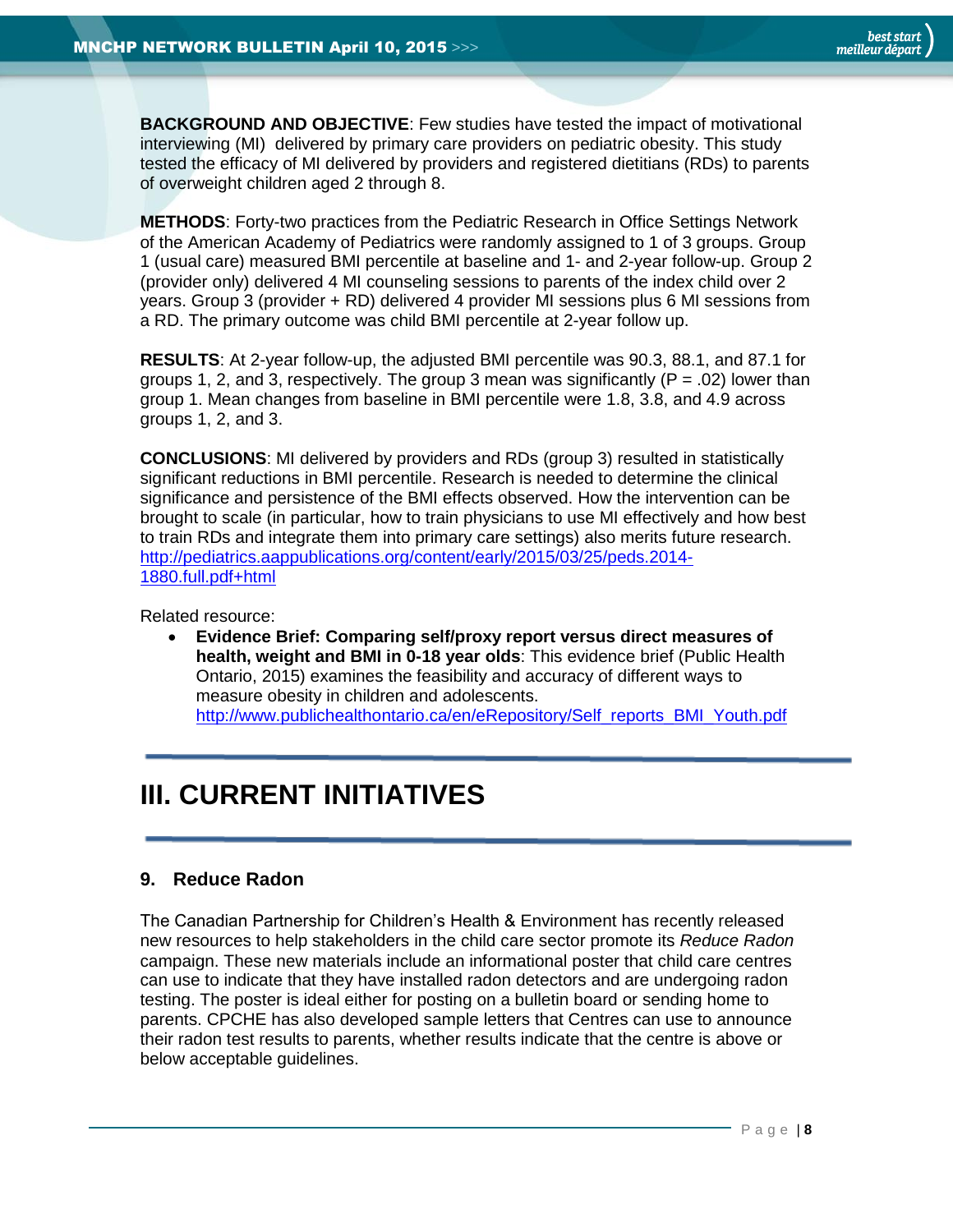**BACKGROUND AND OBJECTIVE**: Few studies have tested the impact of motivational interviewing (MI) delivered by primary care providers on pediatric obesity. This study tested the efficacy of MI delivered by providers and registered dietitians (RDs) to parents of overweight children aged 2 through 8.

**METHODS**: Forty-two practices from the Pediatric Research in Office Settings Network of the American Academy of Pediatrics were randomly assigned to 1 of 3 groups. Group 1 (usual care) measured BMI percentile at baseline and 1- and 2-year follow-up. Group 2 (provider only) delivered 4 MI counseling sessions to parents of the index child over 2 years. Group 3 (provider + RD) delivered 4 provider MI sessions plus 6 MI sessions from a RD. The primary outcome was child BMI percentile at 2-year follow up.

**RESULTS**: At 2-year follow-up, the adjusted BMI percentile was 90.3, 88.1, and 87.1 for groups 1, 2, and 3, respectively. The group 3 mean was significantly (P = .02) lower than group 1. Mean changes from baseline in BMI percentile were 1.8, 3.8, and 4.9 across groups 1, 2, and 3.

**CONCLUSIONS**: MI delivered by providers and RDs (group 3) resulted in statistically significant reductions in BMI percentile. Research is needed to determine the clinical significance and persistence of the BMI effects observed. How the intervention can be brought to scale (in particular, how to train physicians to use MI effectively and how best to train RDs and integrate them into primary care settings) also merits future research.
http://pediatrics.aappublications.org/content/early/2015/03/25/peds.2014-1880.full.pdf+html

Related resource:

- **Evidence Brief: Comparing self/proxy report versus direct measures of health, weight and BMI in 0-18 year olds**: This evidence brief (Public Health Ontario, 2015) examines the feasibility and accuracy of different ways to measure obesity in children and adolescents.
http://www.publichealthontario.ca/en/eRepository/Self_reports_BMI_Youth.pdf

# III. CURRENT INITIATIVES

## 9. Reduce Radon

The Canadian Partnership for Children's Health & Environment has recently released new resources to help stakeholders in the child care sector promote its *Reduce Radon* campaign. These new materials include an informational poster that child care centres can use to indicate that they have installed radon detectors and are undergoing radon testing. The poster is ideal either for posting on a bulletin board or sending home to parents. CPCHE has also developed sample letters that Centres can use to announce their radon test results to parents, whether results indicate that the centre is above or below acceptable guidelines.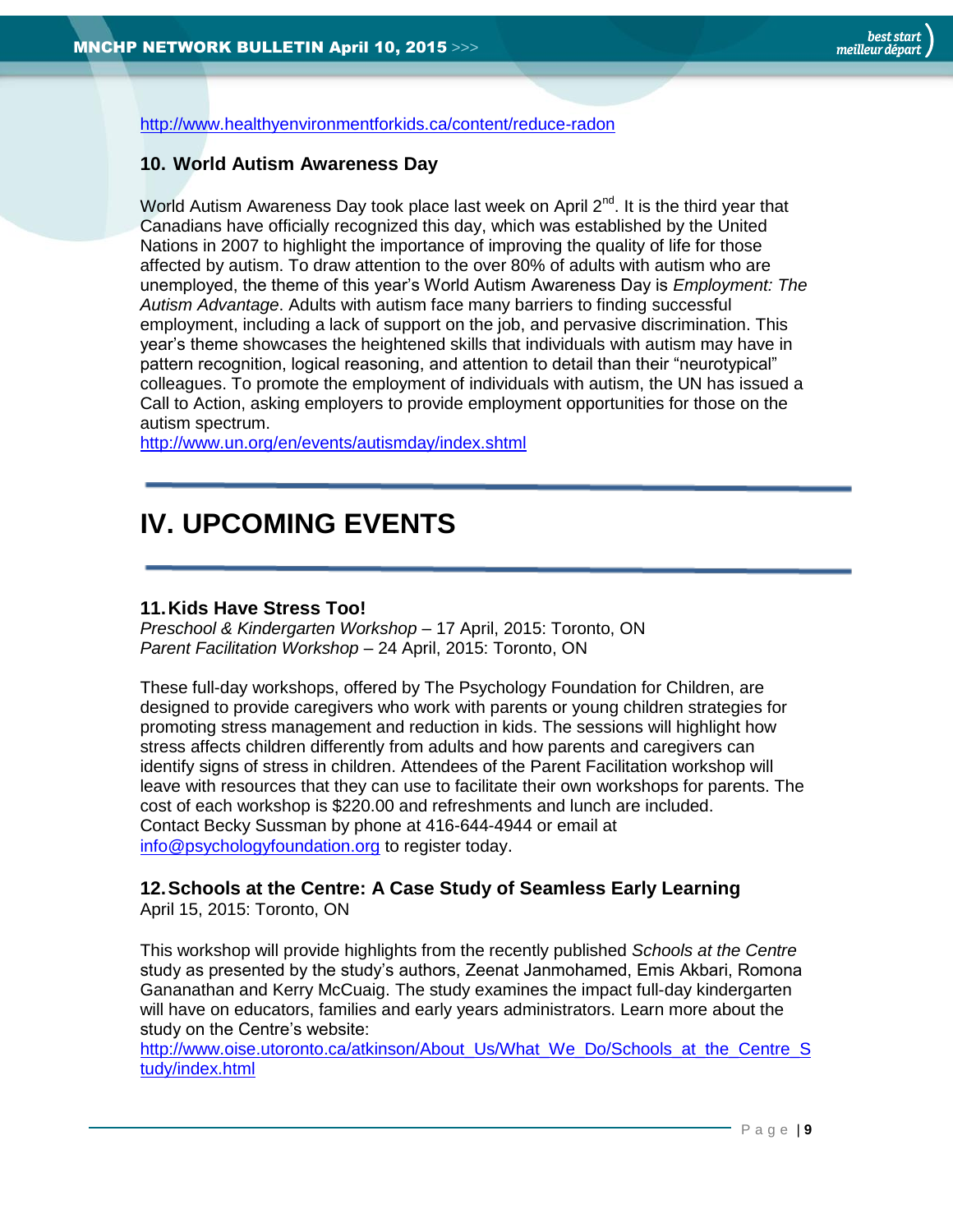http://www.healthyenvironmentforkids.ca/content/reduce-radon

### 10. World Autism Awareness Day

World Autism Awareness Day took place last week on April 2nd. It is the third year that Canadians have officially recognized this day, which was established by the United Nations in 2007 to highlight the importance of improving the quality of life for those affected by autism. To draw attention to the over 80% of adults with autism who are unemployed, the theme of this year's World Autism Awareness Day is *Employment: The Autism Advantage*. Adults with autism face many barriers to finding successful employment, including a lack of support on the job, and pervasive discrimination. This year's theme showcases the heightened skills that individuals with autism may have in pattern recognition, logical reasoning, and attention to detail than their "neurotypical" colleagues. To promote the employment of individuals with autism, the UN has issued a Call to Action, asking employers to provide employment opportunities for those on the autism spectrum.
http://www.un.org/en/events/autismday/index.shtml

# IV. UPCOMING EVENTS

### 11. Kids Have Stress Too!

*Preschool & Kindergarten Workshop* – 17 April, 2015: Toronto, ON
*Parent Facilitation Workshop* – 24 April, 2015: Toronto, ON

These full-day workshops, offered by The Psychology Foundation for Children, are designed to provide caregivers who work with parents or young children strategies for promoting stress management and reduction in kids. The sessions will highlight how stress affects children differently from adults and how parents and caregivers can identify signs of stress in children. Attendees of the Parent Facilitation workshop will leave with resources that they can use to facilitate their own workshops for parents. The cost of each workshop is $220.00 and refreshments and lunch are included.
Contact Becky Sussman by phone at 416-644-4944 or email at info@psychologyfoundation.org to register today.

### 12. Schools at the Centre: A Case Study of Seamless Early Learning

April 15, 2015: Toronto, ON

This workshop will provide highlights from the recently published *Schools at the Centre* study as presented by the study's authors, Zeenat Janmohamed, Emis Akbari, Romona Gananathan and Kerry McCuaig. The study examines the impact full-day kindergarten will have on educators, families and early years administrators. Learn more about the study on the Centre's website:
http://www.oise.utoronto.ca/atkinson/About_Us/What_We_Do/Schools_at_the_Centre_Study/index.html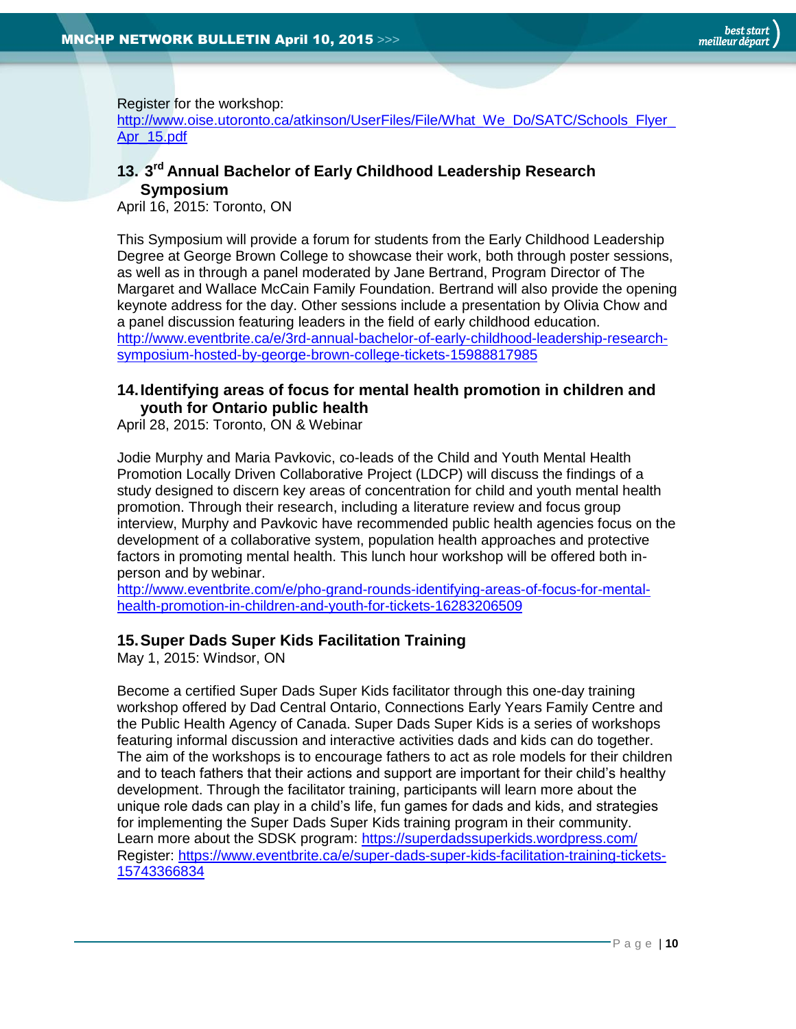Register for the workshop:
http://www.oise.utoronto.ca/atkinson/UserFiles/File/What_We_Do/SATC/Schools_Flyer_Apr_15.pdf

### 13. 3rd Annual Bachelor of Early Childhood Leadership Research Symposium

April 16, 2015: Toronto, ON

This Symposium will provide a forum for students from the Early Childhood Leadership Degree at George Brown College to showcase their work, both through poster sessions, as well as in through a panel moderated by Jane Bertrand, Program Director of The Margaret and Wallace McCain Family Foundation. Bertrand will also provide the opening keynote address for the day. Other sessions include a presentation by Olivia Chow and a panel discussion featuring leaders in the field of early childhood education.
http://www.eventbrite.ca/e/3rd-annual-bachelor-of-early-childhood-leadership-research-symposium-hosted-by-george-brown-college-tickets-15988817985

### 14. Identifying areas of focus for mental health promotion in children and youth for Ontario public health

April 28, 2015: Toronto, ON & Webinar

Jodie Murphy and Maria Pavkovic, co-leads of the Child and Youth Mental Health Promotion Locally Driven Collaborative Project (LDCP) will discuss the findings of a study designed to discern key areas of concentration for child and youth mental health promotion. Through their research, including a literature review and focus group interview, Murphy and Pavkovic have recommended public health agencies focus on the development of a collaborative system, population health approaches and protective factors in promoting mental health. This lunch hour workshop will be offered both in-person and by webinar.
http://www.eventbrite.com/e/pho-grand-rounds-identifying-areas-of-focus-for-mental-health-promotion-in-children-and-youth-for-tickets-16283206509

### 15. Super Dads Super Kids Facilitation Training

May 1, 2015: Windsor, ON

Become a certified Super Dads Super Kids facilitator through this one-day training workshop offered by Dad Central Ontario, Connections Early Years Family Centre and the Public Health Agency of Canada. Super Dads Super Kids is a series of workshops featuring informal discussion and interactive activities dads and kids can do together. The aim of the workshops is to encourage fathers to act as role models for their children and to teach fathers that their actions and support are important for their child's healthy development. Through the facilitator training, participants will learn more about the unique role dads can play in a child's life, fun games for dads and kids, and strategies for implementing the Super Dads Super Kids training program in their community.
Learn more about the SDSK program: https://superdadssuperkids.wordpress.com/
Register: https://www.eventbrite.ca/e/super-dads-super-kids-facilitation-training-tickets-15743366834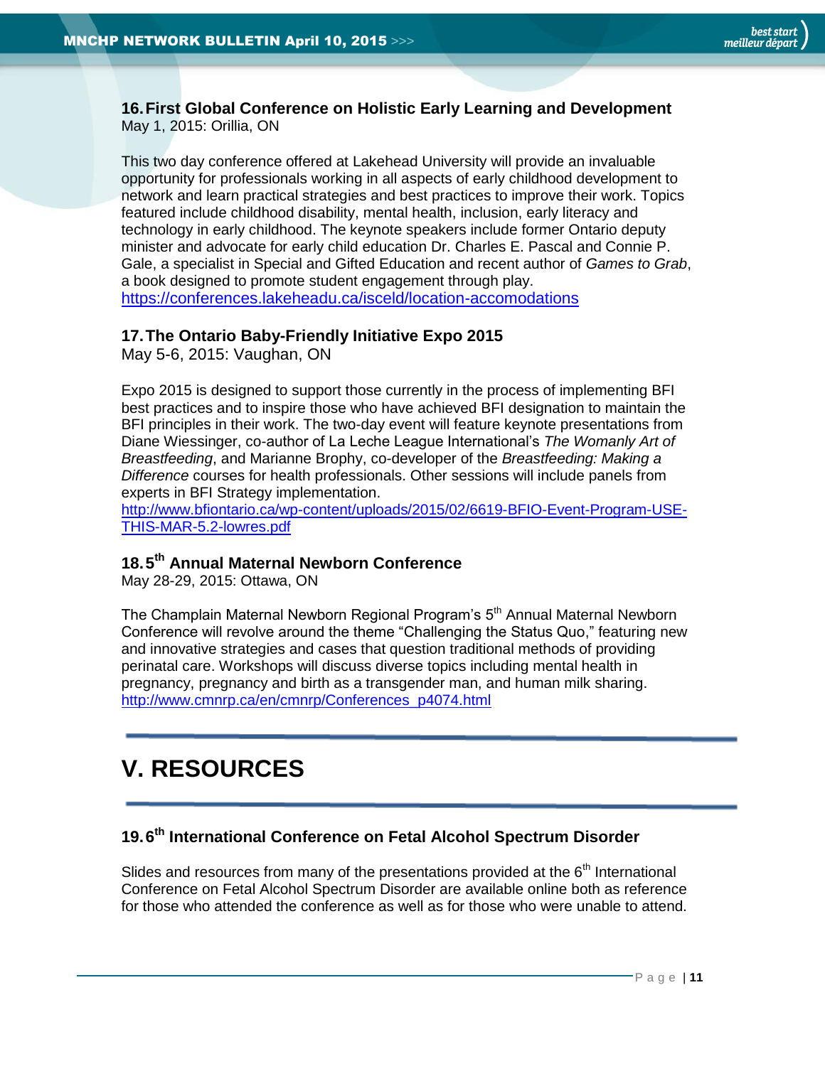### 16. First Global Conference on Holistic Early Learning and Development

May 1, 2015: Orillia, ON

This two day conference offered at Lakehead University will provide an invaluable opportunity for professionals working in all aspects of early childhood development to network and learn practical strategies and best practices to improve their work. Topics featured include childhood disability, mental health, inclusion, early literacy and technology in early childhood. The keynote speakers include former Ontario deputy minister and advocate for early child education Dr. Charles E. Pascal and Connie P. Gale, a specialist in Special and Gifted Education and recent author of *Games to Grab*, a book designed to promote student engagement through play.
https://conferences.lakeheadu.ca/isceld/location-accomodations

### 17. The Ontario Baby-Friendly Initiative Expo 2015

May 5-6, 2015: Vaughan, ON

Expo 2015 is designed to support those currently in the process of implementing BFI best practices and to inspire those who have achieved BFI designation to maintain the BFI principles in their work. The two-day event will feature keynote presentations from Diane Wiessinger, co-author of La Leche League International's *The Womanly Art of Breastfeeding*, and Marianne Brophy, co-developer of the *Breastfeeding: Making a Difference* courses for health professionals. Other sessions will include panels from experts in BFI Strategy implementation.
http://www.bfiontario.ca/wp-content/uploads/2015/02/6619-BFIO-Event-Program-USE-THIS-MAR-5.2-lowres.pdf

### 18. 5th Annual Maternal Newborn Conference

May 28-29, 2015: Ottawa, ON

The Champlain Maternal Newborn Regional Program's 5th Annual Maternal Newborn Conference will revolve around the theme "Challenging the Status Quo," featuring new and innovative strategies and cases that question traditional methods of providing perinatal care. Workshops will discuss diverse topics including mental health in pregnancy, pregnancy and birth as a transgender man, and human milk sharing.
http://www.cmnrp.ca/en/cmnrp/Conferences_p4074.html

# V. RESOURCES

### 19. 6th International Conference on Fetal Alcohol Spectrum Disorder

Slides and resources from many of the presentations provided at the 6th International Conference on Fetal Alcohol Spectrum Disorder are available online both as reference for those who attended the conference as well as for those who were unable to attend.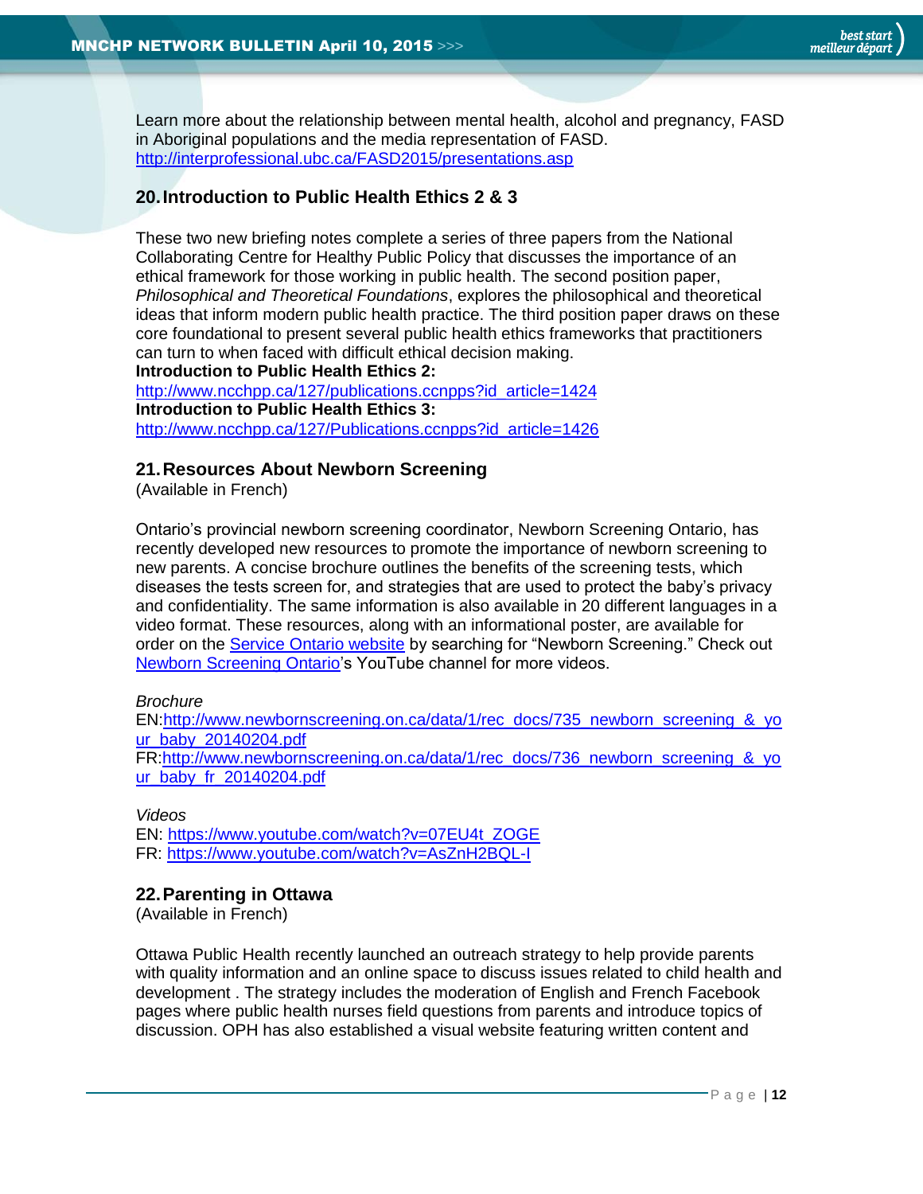Learn more about the relationship between mental health, alcohol and pregnancy, FASD in Aboriginal populations and the media representation of FASD.
http://interprofessional.ubc.ca/FASD2015/presentations.asp

### 20. Introduction to Public Health Ethics 2 & 3

These two new briefing notes complete a series of three papers from the National Collaborating Centre for Healthy Public Policy that discusses the importance of an ethical framework for those working in public health. The second position paper, *Philosophical and Theoretical Foundations*, explores the philosophical and theoretical ideas that inform modern public health practice. The third position paper draws on these core foundational to present several public health ethics frameworks that practitioners can turn to when faced with difficult ethical decision making.
**Introduction to Public Health Ethics 2:**
http://www.ncchpp.ca/127/publications.ccnpps?id_article=1424
**Introduction to Public Health Ethics 3:**
http://www.ncchpp.ca/127/Publications.ccnpps?id_article=1426

### 21. Resources About Newborn Screening

(Available in French)

Ontario's provincial newborn screening coordinator, Newborn Screening Ontario, has recently developed new resources to promote the importance of newborn screening to new parents. A concise brochure outlines the benefits of the screening tests, which diseases the tests screen for, and strategies that are used to protect the baby's privacy and confidentiality. The same information is also available in 20 different languages in a video format. These resources, along with an informational poster, are available for order on the Service Ontario website by searching for "Newborn Screening." Check out Newborn Screening Ontario's YouTube channel for more videos.

*Brochure*
EN:http://www.newbornscreening.on.ca/data/1/rec_docs/735_newborn_screening_&_your_baby_20140204.pdf
FR:http://www.newbornscreening.on.ca/data/1/rec_docs/736_newborn_screening_&_your_baby_fr_20140204.pdf

*Videos*
EN: https://www.youtube.com/watch?v=07EU4t_ZOGE
FR: https://www.youtube.com/watch?v=AsZnH2BQL-I

### 22. Parenting in Ottawa

(Available in French)

Ottawa Public Health recently launched an outreach strategy to help provide parents with quality information and an online space to discuss issues related to child health and development . The strategy includes the moderation of English and French Facebook pages where public health nurses field questions from parents and introduce topics of discussion. OPH has also established a visual website featuring written content and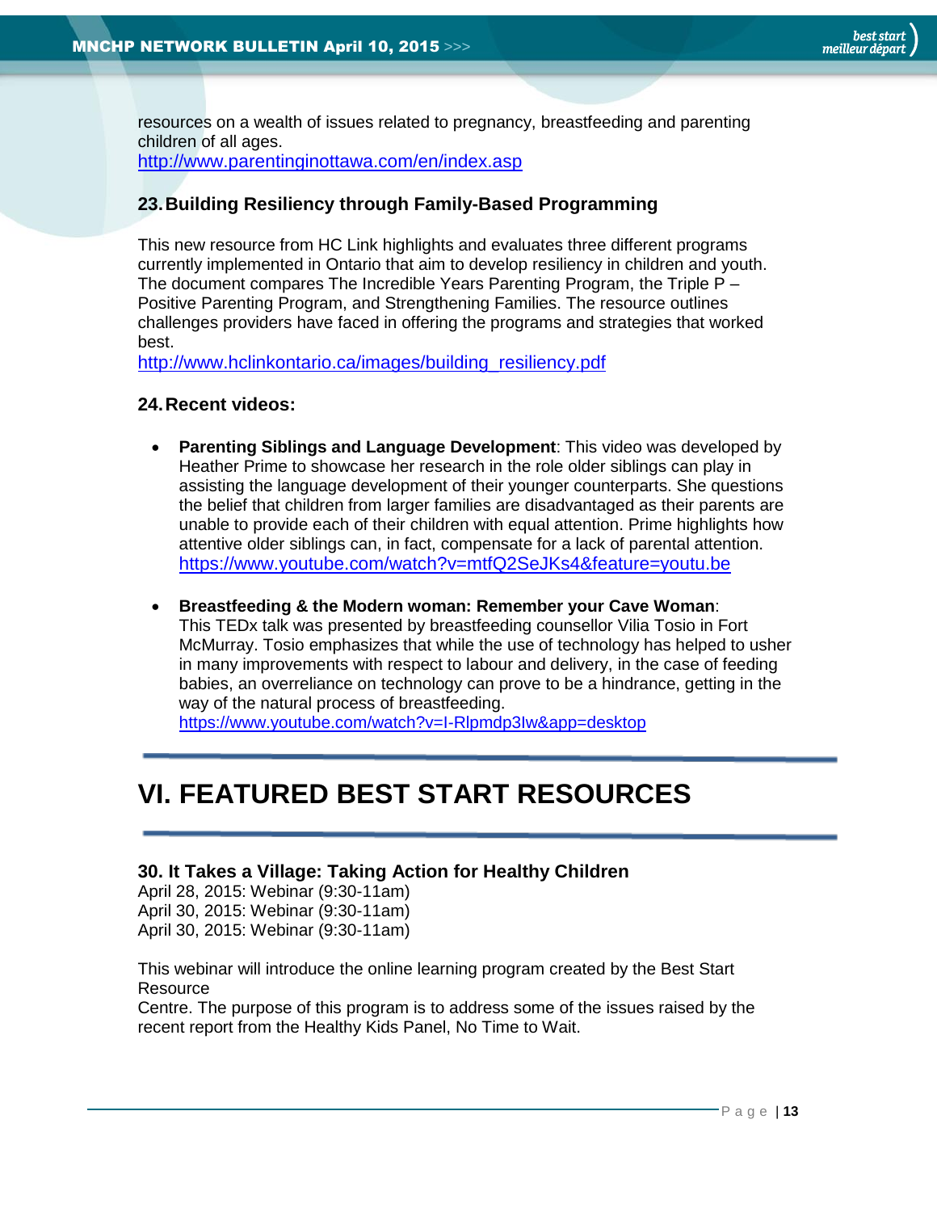resources on a wealth of issues related to pregnancy, breastfeeding and parenting children of all ages.
http://www.parentinginottawa.com/en/index.asp

### 23. Building Resiliency through Family-Based Programming

This new resource from HC Link highlights and evaluates three different programs currently implemented in Ontario that aim to develop resiliency in children and youth. The document compares The Incredible Years Parenting Program, the Triple P – Positive Parenting Program, and Strengthening Families. The resource outlines challenges providers have faced in offering the programs and strategies that worked best.
http://www.hclinkontario.ca/images/building_resiliency.pdf

### 24. Recent videos:

- **Parenting Siblings and Language Development**: This video was developed by Heather Prime to showcase her research in the role older siblings can play in assisting the language development of their younger counterparts. She questions the belief that children from larger families are disadvantaged as their parents are unable to provide each of their children with equal attention. Prime highlights how attentive older siblings can, in fact, compensate for a lack of parental attention.
https://www.youtube.com/watch?v=mtfQ2SeJKs4&feature=youtu.be

- **Breastfeeding & the Modern woman: Remember your Cave Woman**:
This TEDx talk was presented by breastfeeding counsellor Vilia Tosio in Fort McMurray. Tosio emphasizes that while the use of technology has helped to usher in many improvements with respect to labour and delivery, in the case of feeding babies, an overreliance on technology can prove to be a hindrance, getting in the way of the natural process of breastfeeding.
https://www.youtube.com/watch?v=I-Rlpmdp3Iw&app=desktop

# VI. FEATURED BEST START RESOURCES

### 30. It Takes a Village: Taking Action for Healthy Children

April 28, 2015: Webinar (9:30-11am)
April 30, 2015: Webinar (9:30-11am)
April 30, 2015: Webinar (9:30-11am)

This webinar will introduce the online learning program created by the Best Start Resource
Centre. The purpose of this program is to address some of the issues raised by the recent report from the Healthy Kids Panel, No Time to Wait.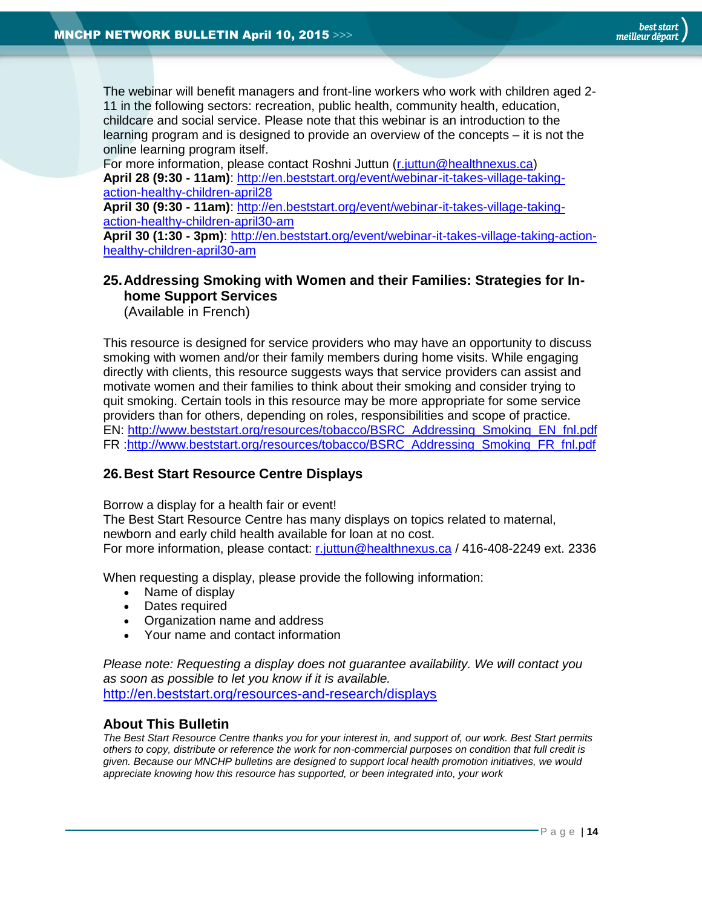The webinar will benefit managers and front-line workers who work with children aged 2-11 in the following sectors: recreation, public health, community health, education, childcare and social service. Please note that this webinar is an introduction to the learning program and is designed to provide an overview of the concepts – it is not the online learning program itself.
For more information, please contact Roshni Juttun (r.juttun@healthnexus.ca)
**April 28 (9:30 - 11am)**: http://en.beststart.org/event/webinar-it-takes-village-taking-action-healthy-children-april28
**April 30 (9:30 - 11am)**: http://en.beststart.org/event/webinar-it-takes-village-taking-action-healthy-children-april30-am
**April 30 (1:30 - 3pm)**: http://en.beststart.org/event/webinar-it-takes-village-taking-action-healthy-children-april30-am

## 25. Addressing Smoking with Women and their Families: Strategies for In-home Support Services

(Available in French)

This resource is designed for service providers who may have an opportunity to discuss smoking with women and/or their family members during home visits. While engaging directly with clients, this resource suggests ways that service providers can assist and motivate women and their families to think about their smoking and consider trying to quit smoking. Certain tools in this resource may be more appropriate for some service providers than for others, depending on roles, responsibilities and scope of practice.
EN: http://www.beststart.org/resources/tobacco/BSRC_Addressing_Smoking_EN_fnl.pdf
FR :http://www.beststart.org/resources/tobacco/BSRC_Addressing_Smoking_FR_fnl.pdf

## 26. Best Start Resource Centre Displays

Borrow a display for a health fair or event!
The Best Start Resource Centre has many displays on topics related to maternal, newborn and early child health available for loan at no cost.
For more information, please contact: r.juttun@healthnexus.ca / 416-408-2249 ext. 2336

When requesting a display, please provide the following information:

- Name of display
- Dates required
- Organization name and address
- Your name and contact information

*Please note: Requesting a display does not guarantee availability. We will contact you as soon as possible to let you know if it is available.*
http://en.beststart.org/resources-and-research/displays

## About This Bulletin

*The Best Start Resource Centre thanks you for your interest in, and support of, our work. Best Start permits others to copy, distribute or reference the work for non-commercial purposes on condition that full credit is given. Because our MNCHP bulletins are designed to support local health promotion initiatives, we would appreciate knowing how this resource has supported, or been integrated into, your work*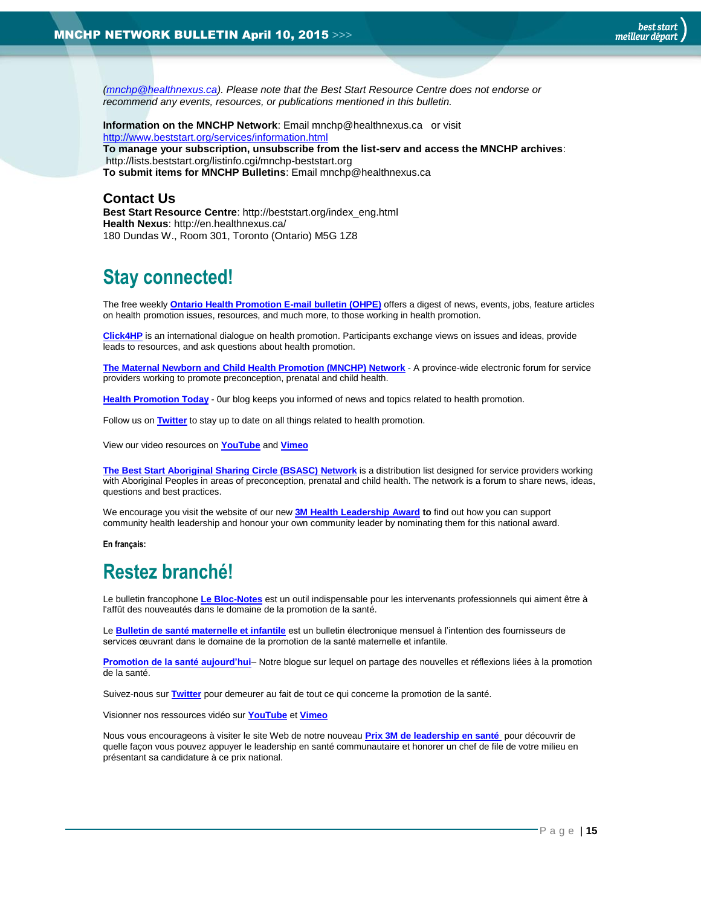*([mnchp@healthnexus.ca](mailto:mnchp@healthnexus.ca)). Please note that the Best Start Resource Centre does not endorse or recommend any events, resources, or publications mentioned in this bulletin.*

**Information on the MNCHP Network**: Email mnchp@healthnexus.ca or visit [http://www.beststart.org/services/information.html](http://www.beststart.org/services/information.html)
**To manage your subscription, unsubscribe from the list-serv and access the MNCHP archives**: http://lists.beststart.org/listinfo.cgi/mnchp-beststart.org
**To submit items for MNCHP Bulletins**: Email mnchp@healthnexus.ca

### Contact Us

**Best Start Resource Centre**: http://beststart.org/index_eng.html
**Health Nexus**: http://en.healthnexus.ca/
180 Dundas W., Room 301, Toronto (Ontario) M5G 1Z8

## Stay connected!

The free weekly **Ontario Health Promotion E-mail bulletin (OHPE)** offers a digest of news, events, jobs, feature articles on health promotion issues, resources, and much more, to those working in health promotion.

**Click4HP** is an international dialogue on health promotion. Participants exchange views on issues and ideas, provide leads to resources, and ask questions about health promotion.

**The Maternal Newborn and Child Health Promotion (MNCHP) Network** - A province-wide electronic forum for service providers working to promote preconception, prenatal and child health.

**Health Promotion Today** - 0ur blog keeps you informed of news and topics related to health promotion.

Follow us on **Twitter** to stay up to date on all things related to health promotion.

View our video resources on **YouTube** and **Vimeo**

**The Best Start Aboriginal Sharing Circle (BSASC) Network** is a distribution list designed for service providers working with Aboriginal Peoples in areas of preconception, prenatal and child health. The network is a forum to share news, ideas, questions and best practices.

We encourage you visit the website of our new **3M Health Leadership Award** **to** find out how you can support community health leadership and honour your own community leader by nominating them for this national award.

**En français:**

## Restez branché!

Le bulletin francophone **Le Bloc-Notes** est un outil indispensable pour les intervenants professionnels qui aiment être à l'affût des nouveautés dans le domaine de la promotion de la santé.

Le **Bulletin de santé maternelle et infantile** est un bulletin électronique mensuel à l'intention des fournisseurs de services œuvrant dans le domaine de la promotion de la santé maternelle et infantile.

**Promotion de la santé aujourd'hui**– Notre blogue sur lequel on partage des nouvelles et réflexions liées à la promotion de la santé.

Suivez-nous sur **Twitter** pour demeurer au fait de tout ce qui concerne la promotion de la santé.

Visionner nos ressources vidéo sur **YouTube** et **Vimeo**

Nous vous encourageons à visiter le site Web de notre nouveau **Prix 3M de leadership en santé** pour découvrir de quelle façon vous pouvez appuyer le leadership en santé communautaire et honorer un chef de file de votre milieu en présentant sa candidature à ce prix national.